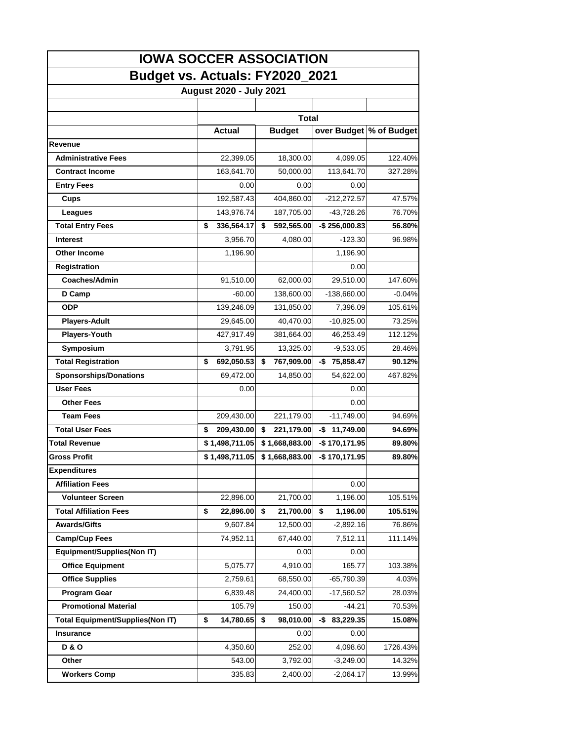# IOWA SOCCER ASSOCIATION

## Budget vs. Actuals: FY2020_2021

### August 2020 - July 2021

| | Total | | | |
|---|---|---|---|---|
| | **Actual** | **Budget** | **over Budget** | **% of Budget** |
| **Revenue** | | | | |
| **Administrative Fees** | 22,399.05 | 18,300.00 | 4,099.05 | 122.40% |
| **Contract Income** | 163,641.70 | 50,000.00 | 113,641.70 | 327.28% |
| **Entry Fees** | 0.00 | 0.00 | 0.00 | |
| **Cups** | 192,587.43 | 404,860.00 | -212,272.57 | 47.57% |
| **Leagues** | 143,976.74 | 187,705.00 | -43,728.26 | 76.70% |
| **Total Entry Fees** | **$ 336,564.17** | **$ 592,565.00** | **-$ 256,000.83** | **56.80%** |
| **Interest** | 3,956.70 | 4,080.00 | -123.30 | 96.98% |
| **Other Income** | 1,196.90 | | 1,196.90 | |
| **Registration** | | | 0.00 | |
| **Coaches/Admin** | 91,510.00 | 62,000.00 | 29,510.00 | 147.60% |
| **D Camp** | -60.00 | 138,600.00 | -138,660.00 | -0.04% |
| **ODP** | 139,246.09 | 131,850.00 | 7,396.09 | 105.61% |
| **Players-Adult** | 29,645.00 | 40,470.00 | -10,825.00 | 73.25% |
| **Players-Youth** | 427,917.49 | 381,664.00 | 46,253.49 | 112.12% |
| **Symposium** | 3,791.95 | 13,325.00 | -9,533.05 | 28.46% |
| **Total Registration** | **$ 692,050.53** | **$ 767,909.00** | **-$ 75,858.47** | **90.12%** |
| **Sponsorships/Donations** | 69,472.00 | 14,850.00 | 54,622.00 | 467.82% |
| **User Fees** | 0.00 | | 0.00 | |
| **Other Fees** | | | 0.00 | |
| **Team Fees** | 209,430.00 | 221,179.00 | -11,749.00 | 94.69% |
| **Total User Fees** | **$ 209,430.00** | **$ 221,179.00** | **-$ 11,749.00** | **94.69%** |
| **Total Revenue** | **$ 1,498,711.05** | **$ 1,668,883.00** | **-$ 170,171.95** | **89.80%** |
| **Gross Profit** | **$ 1,498,711.05** | **$ 1,668,883.00** | **-$ 170,171.95** | **89.80%** |
| **Expenditures** | | | | |
| **Affiliation Fees** | | | 0.00 | |
| **Volunteer Screen** | 22,896.00 | 21,700.00 | 1,196.00 | 105.51% |
| **Total Affiliation Fees** | **$ 22,896.00** | **$ 21,700.00** | **$ 1,196.00** | **105.51%** |
| **Awards/Gifts** | 9,607.84 | 12,500.00 | -2,892.16 | 76.86% |
| **Camp/Cup Fees** | 74,952.11 | 67,440.00 | 7,512.11 | 111.14% |
| **Equipment/Supplies(Non IT)** | | 0.00 | 0.00 | |
| **Office Equipment** | 5,075.77 | 4,910.00 | 165.77 | 103.38% |
| **Office Supplies** | 2,759.61 | 68,550.00 | -65,790.39 | 4.03% |
| **Program Gear** | 6,839.48 | 24,400.00 | -17,560.52 | 28.03% |
| **Promotional Material** | 105.79 | 150.00 | -44.21 | 70.53% |
| **Total Equipment/Supplies(Non IT)** | **$ 14,780.65** | **$ 98,010.00** | **-$ 83,229.35** | **15.08%** |
| **Insurance** | | 0.00 | 0.00 | |
| **D & O** | 4,350.60 | 252.00 | 4,098.60 | 1726.43% |
| **Other** | 543.00 | 3,792.00 | -3,249.00 | 14.32% |
| **Workers Comp** | 335.83 | 2,400.00 | -2,064.17 | 13.99% |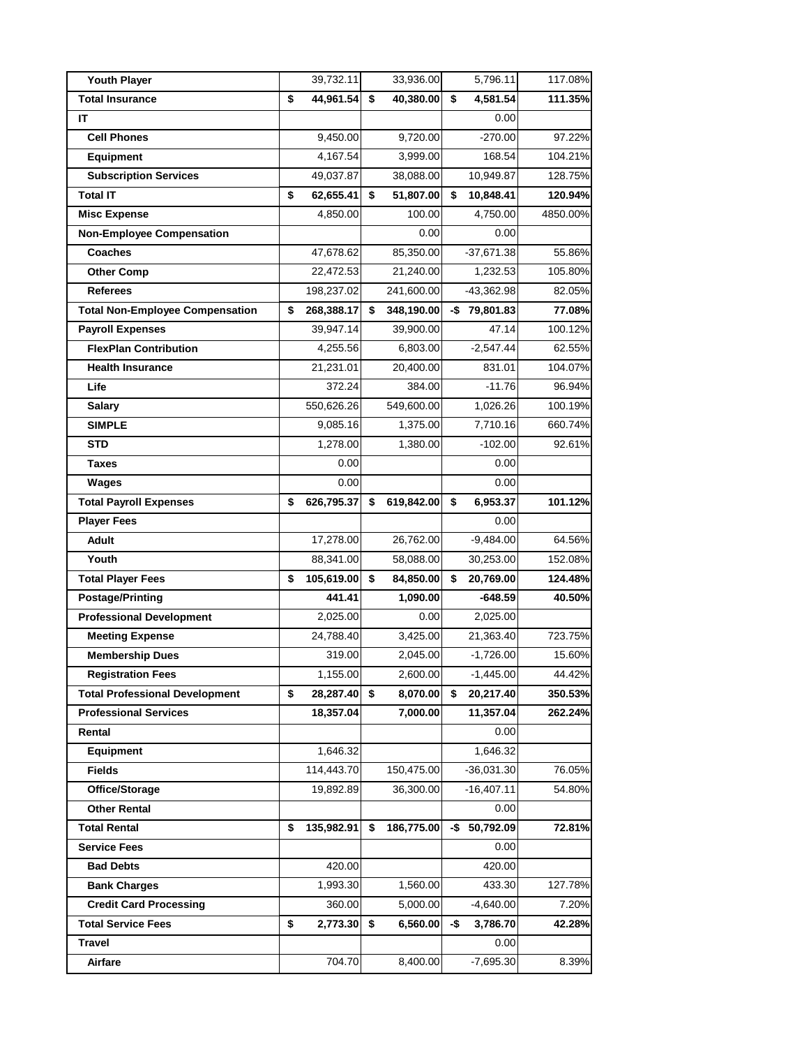| | | | | |
|---|---|---|---|---|
| **Youth Player** | 39,732.11 | 33,936.00 | 5,796.11 | 117.08% |
| **Total Insurance** | **$ 44,961.54** | **$ 40,380.00** | **$ 4,581.54** | **111.35%** |
| **IT** | | | 0.00 | |
| **Cell Phones** | 9,450.00 | 9,720.00 | -270.00 | 97.22% |
| **Equipment** | 4,167.54 | 3,999.00 | 168.54 | 104.21% |
| **Subscription Services** | 49,037.87 | 38,088.00 | 10,949.87 | 128.75% |
| **Total IT** | **$ 62,655.41** | **$ 51,807.00** | **$ 10,848.41** | **120.94%** |
| **Misc Expense** | 4,850.00 | 100.00 | 4,750.00 | 4850.00% |
| **Non-Employee Compensation** | | 0.00 | 0.00 | |
| **Coaches** | 47,678.62 | 85,350.00 | -37,671.38 | 55.86% |
| **Other Comp** | 22,472.53 | 21,240.00 | 1,232.53 | 105.80% |
| **Referees** | 198,237.02 | 241,600.00 | -43,362.98 | 82.05% |
| **Total Non-Employee Compensation** | **$ 268,388.17** | **$ 348,190.00** | **-$ 79,801.83** | **77.08%** |
| **Payroll Expenses** | 39,947.14 | 39,900.00 | 47.14 | 100.12% |
| **FlexPlan Contribution** | 4,255.56 | 6,803.00 | -2,547.44 | 62.55% |
| **Health Insurance** | 21,231.01 | 20,400.00 | 831.01 | 104.07% |
| **Life** | 372.24 | 384.00 | -11.76 | 96.94% |
| **Salary** | 550,626.26 | 549,600.00 | 1,026.26 | 100.19% |
| **SIMPLE** | 9,085.16 | 1,375.00 | 7,710.16 | 660.74% |
| **STD** | 1,278.00 | 1,380.00 | -102.00 | 92.61% |
| **Taxes** | 0.00 | | 0.00 | |
| **Wages** | 0.00 | | 0.00 | |
| **Total Payroll Expenses** | **$ 626,795.37** | **$ 619,842.00** | **$ 6,953.37** | **101.12%** |
| **Player Fees** | | | 0.00 | |
| **Adult** | 17,278.00 | 26,762.00 | -9,484.00 | 64.56% |
| **Youth** | 88,341.00 | 58,088.00 | 30,253.00 | 152.08% |
| **Total Player Fees** | **$ 105,619.00** | **$ 84,850.00** | **$ 20,769.00** | **124.48%** |
| **Postage/Printing** | **441.41** | **1,090.00** | **-648.59** | **40.50%** |
| **Professional Development** | 2,025.00 | 0.00 | 2,025.00 | |
| **Meeting Expense** | 24,788.40 | 3,425.00 | 21,363.40 | 723.75% |
| **Membership Dues** | 319.00 | 2,045.00 | -1,726.00 | 15.60% |
| **Registration Fees** | 1,155.00 | 2,600.00 | -1,445.00 | 44.42% |
| **Total Professional Development** | **$ 28,287.40** | **$ 8,070.00** | **$ 20,217.40** | **350.53%** |
| **Professional Services** | **18,357.04** | **7,000.00** | **11,357.04** | **262.24%** |
| **Rental** | | | 0.00 | |
| **Equipment** | 1,646.32 | | 1,646.32 | |
| **Fields** | 114,443.70 | 150,475.00 | -36,031.30 | 76.05% |
| **Office/Storage** | 19,892.89 | 36,300.00 | -16,407.11 | 54.80% |
| **Other Rental** | | | 0.00 | |
| **Total Rental** | **$ 135,982.91** | **$ 186,775.00** | **-$ 50,792.09** | **72.81%** |
| **Service Fees** | | | 0.00 | |
| **Bad Debts** | 420.00 | | 420.00 | |
| **Bank Charges** | 1,993.30 | 1,560.00 | 433.30 | 127.78% |
| **Credit Card Processing** | 360.00 | 5,000.00 | -4,640.00 | 7.20% |
| **Total Service Fees** | **$ 2,773.30** | **$ 6,560.00** | **-$ 3,786.70** | **42.28%** |
| **Travel** | | | 0.00 | |
| **Airfare** | 704.70 | 8,400.00 | -7,695.30 | 8.39% |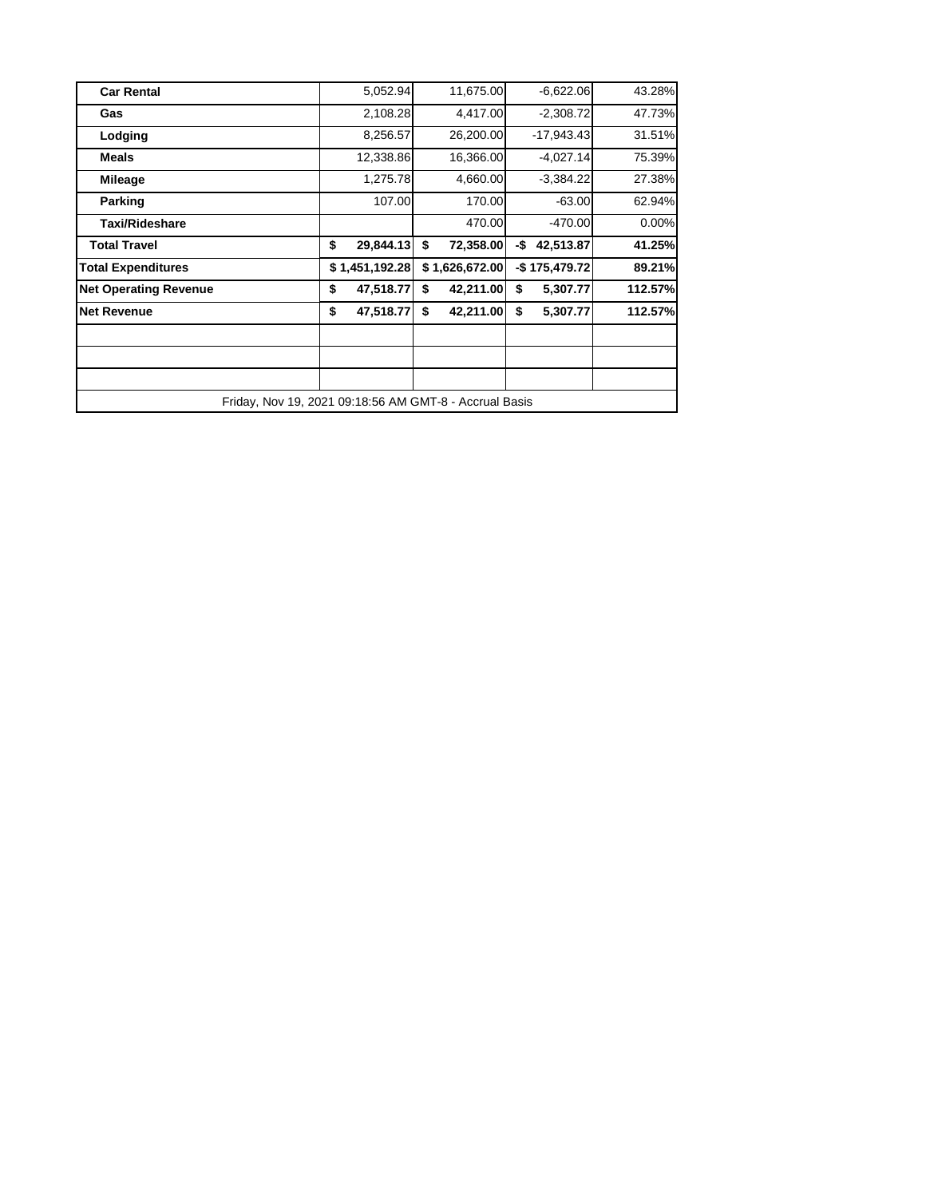| | | | | |
|---|---|---|---|---|
| **Car Rental** | 5,052.94 | 11,675.00 | -6,622.06 | 43.28% |
| **Gas** | 2,108.28 | 4,417.00 | -2,308.72 | 47.73% |
| **Lodging** | 8,256.57 | 26,200.00 | -17,943.43 | 31.51% |
| **Meals** | 12,338.86 | 16,366.00 | -4,027.14 | 75.39% |
| **Mileage** | 1,275.78 | 4,660.00 | -3,384.22 | 27.38% |
| **Parking** | 107.00 | 170.00 | -63.00 | 62.94% |
| **Taxi/Rideshare** | | 470.00 | -470.00 | 0.00% |
| **Total Travel** | **$ 29,844.13** | **$ 72,358.00** | **-$ 42,513.87** | **41.25%** |
| **Total Expenditures** | **$ 1,451,192.28** | **$ 1,626,672.00** | **-$ 175,479.72** | **89.21%** |
| **Net Operating Revenue** | **$ 47,518.77** | **$ 42,211.00** | **$ 5,307.77** | **112.57%** |
| **Net Revenue** | **$ 47,518.77** | **$ 42,211.00** | **$ 5,307.77** | **112.57%** |
| | | | | |
| | | | | |
| | | | | |

Friday, Nov 19, 2021 09:18:56 AM GMT-8 - Accrual Basis